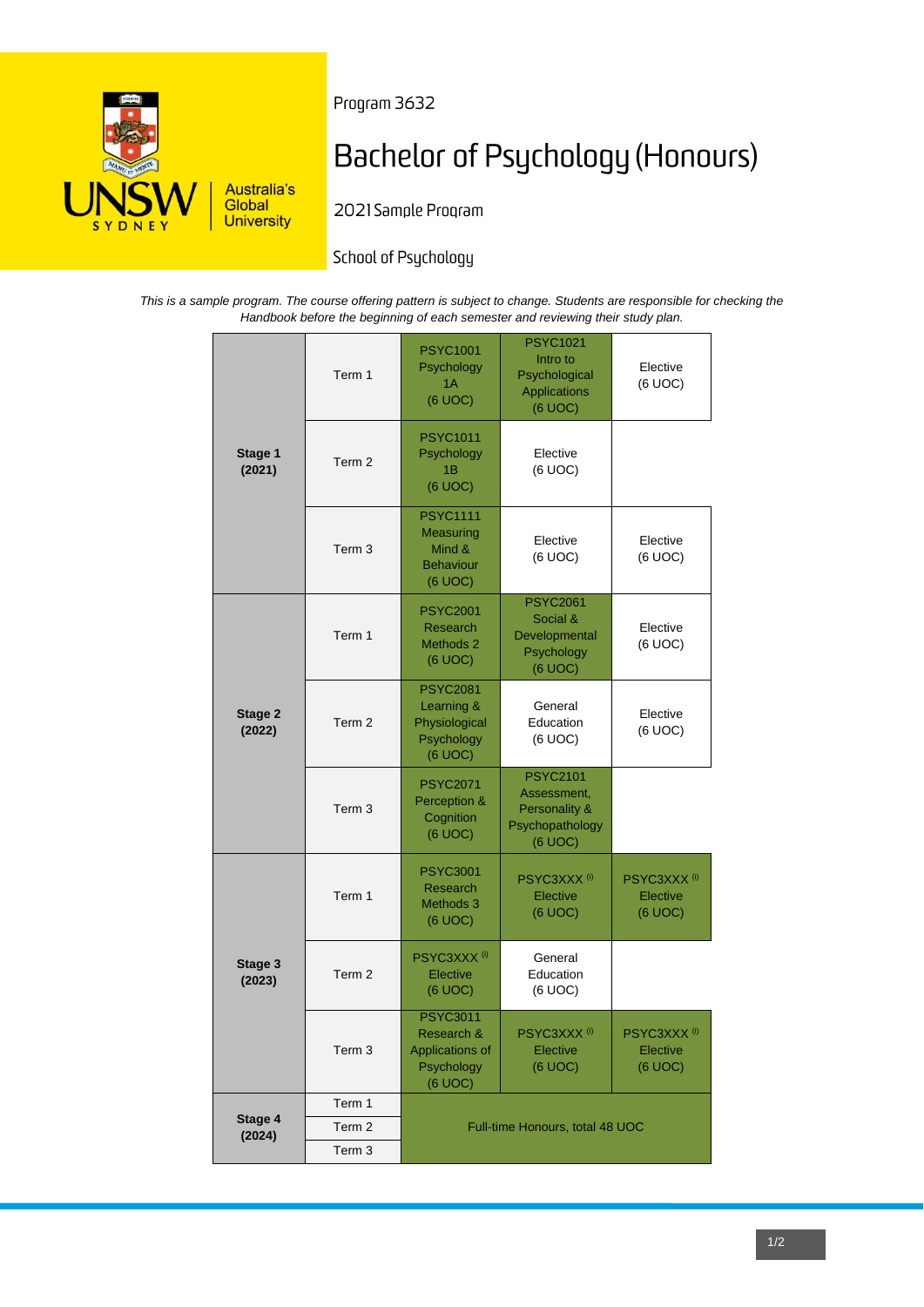Program 3632

# Bachelor of Psychology (Honours)

2021 Sample Program

School of Psychology

*This is a sample program. The course offering pattern is subject to change. Students are responsible for checking the Handbook before the beginning of each semester and reviewing their study plan.*

| Stage | Term | | | |
|---|---|---|---|---|
| **Stage 1 (2021)** | Term 1 | PSYC1001 Psychology 1A (6 UOC) | PSYC1021 Intro to Psychological Applications (6 UOC) | Elective (6 UOC) |
| | Term 2 | PSYC1011 Psychology 1B (6 UOC) | Elective (6 UOC) | |
| | Term 3 | PSYC1111 Measuring Mind & Behaviour (6 UOC) | Elective (6 UOC) | Elective (6 UOC) |
| **Stage 2 (2022)** | Term 1 | PSYC2001 Research Methods 2 (6 UOC) | PSYC2061 Social & Developmental Psychology (6 UOC) | Elective (6 UOC) |
| | Term 2 | PSYC2081 Learning & Physiological Psychology (6 UOC) | General Education (6 UOC) | Elective (6 UOC) |
| | Term 3 | PSYC2071 Perception & Cognition (6 UOC) | PSYC2101 Assessment, Personality & Psychopathology (6 UOC) | |
| **Stage 3 (2023)** | Term 1 | PSYC3001 Research Methods 3 (6 UOC) | PSYC3XXX [i] Elective (6 UOC) | PSYC3XXX [i] Elective (6 UOC) |
| | Term 2 | PSYC3XXX [i] Elective (6 UOC) | General Education (6 UOC) | |
| | Term 3 | PSYC3011 Research & Applications of Psychology (6 UOC) | PSYC3XXX [i] Elective (6 UOC) | PSYC3XXX [i] Elective (6 UOC) |
| **Stage 4 (2024)** | Term 1 | Full-time Honours, total 48 UOC | | |
| | Term 2 | | | |
| | Term 3 | | | |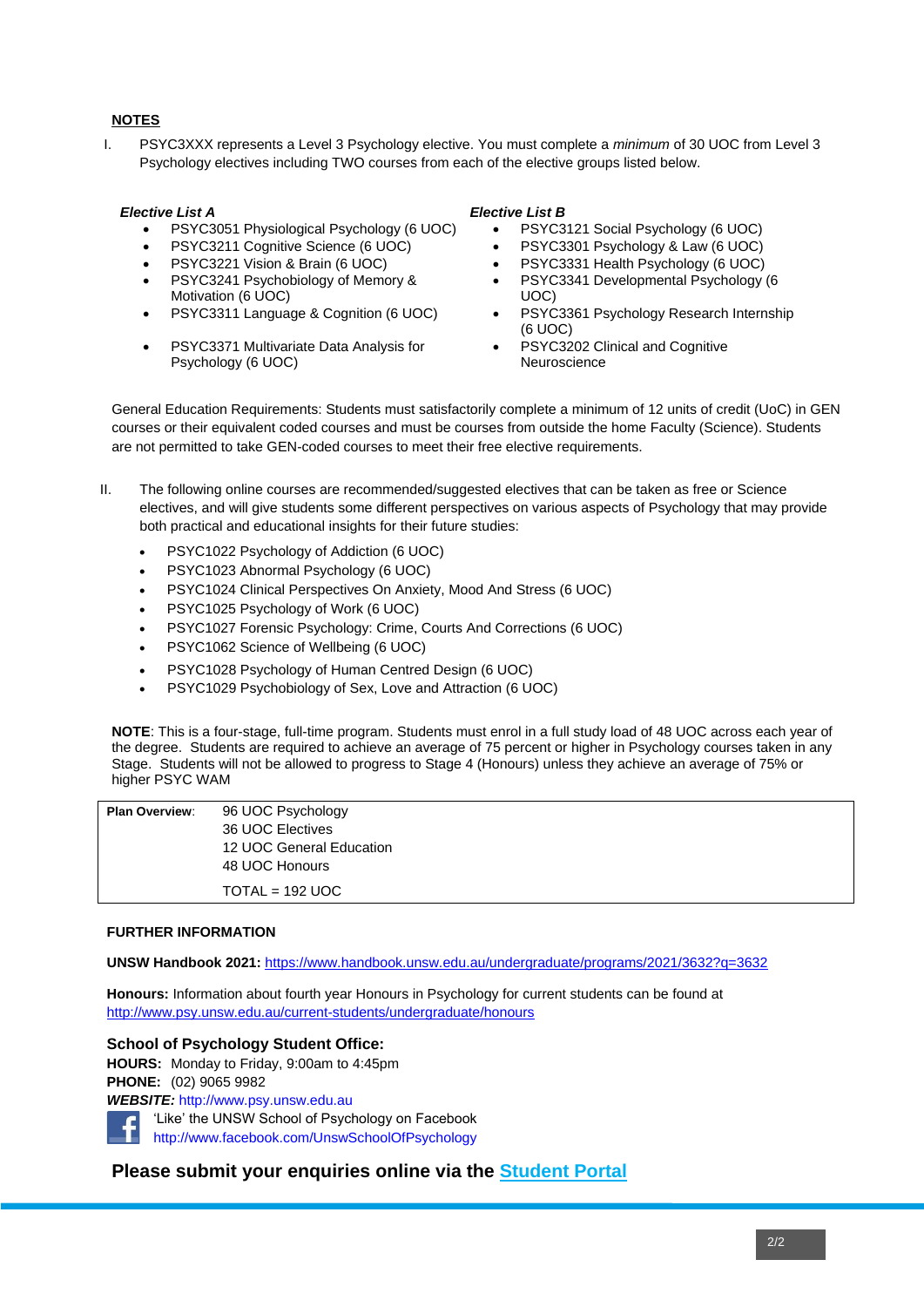## NOTES

I. PSYC3XXX represents a Level 3 Psychology elective. You must complete a *minimum* of 30 UOC from Level 3 Psychology electives including TWO courses from each of the elective groups listed below.

***Elective List A***

- PSYC3051 Physiological Psychology (6 UOC)
- PSYC3211 Cognitive Science (6 UOC)
- PSYC3221 Vision & Brain (6 UOC)
- PSYC3241 Psychobiology of Memory & Motivation (6 UOC)
- PSYC3311 Language & Cognition (6 UOC)
- PSYC3371 Multivariate Data Analysis for Psychology (6 UOC)

***Elective List B***

- PSYC3121 Social Psychology (6 UOC)
- PSYC3301 Psychology & Law (6 UOC)
- PSYC3331 Health Psychology (6 UOC)
- PSYC3341 Developmental Psychology (6 UOC)
- PSYC3361 Psychology Research Internship (6 UOC)
- PSYC3202 Clinical and Cognitive Neuroscience

General Education Requirements: Students must satisfactorily complete a minimum of 12 units of credit (UoC) in GEN courses or their equivalent coded courses and must be courses from outside the home Faculty (Science). Students are not permitted to take GEN-coded courses to meet their free elective requirements.

II. The following online courses are recommended/suggested electives that can be taken as free or Science electives, and will give students some different perspectives on various aspects of Psychology that may provide both practical and educational insights for their future studies:

- PSYC1022 Psychology of Addiction (6 UOC)
- PSYC1023 Abnormal Psychology (6 UOC)
- PSYC1024 Clinical Perspectives On Anxiety, Mood And Stress (6 UOC)
- PSYC1025 Psychology of Work (6 UOC)
- PSYC1027 Forensic Psychology: Crime, Courts And Corrections (6 UOC)
- PSYC1062 Science of Wellbeing (6 UOC)
- PSYC1028 Psychology of Human Centred Design (6 UOC)
- PSYC1029 Psychobiology of Sex, Love and Attraction (6 UOC)

**NOTE**: This is a four-stage, full-time program. Students must enrol in a full study load of 48 UOC across each year of the degree. Students are required to achieve an average of 75 percent or higher in Psychology courses taken in any Stage. Students will not be allowed to progress to Stage 4 (Honours) unless they achieve an average of 75% or higher PSYC WAM

| | |
|---|---|
| **Plan Overview**: | 96 UOC Psychology<br>36 UOC Electives<br>12 UOC General Education<br>48 UOC Honours<br>TOTAL = 192 UOC |

**FURTHER INFORMATION**

**UNSW Handbook 2021:** https://www.handbook.unsw.edu.au/undergraduate/programs/2021/3632?q=3632

**Honours:** Information about fourth year Honours in Psychology for current students can be found at http://www.psy.unsw.edu.au/current-students/undergraduate/honours

**School of Psychology Student Office:**
**HOURS:** Monday to Friday, 9:00am to 4:45pm
**PHONE:** (02) 9065 9982
***WEBSITE:*** http://www.psy.unsw.edu.au
'Like' the UNSW School of Psychology on Facebook
http://www.facebook.com/UnswSchoolOfPsychology

**Please submit your enquiries online via the Student Portal**